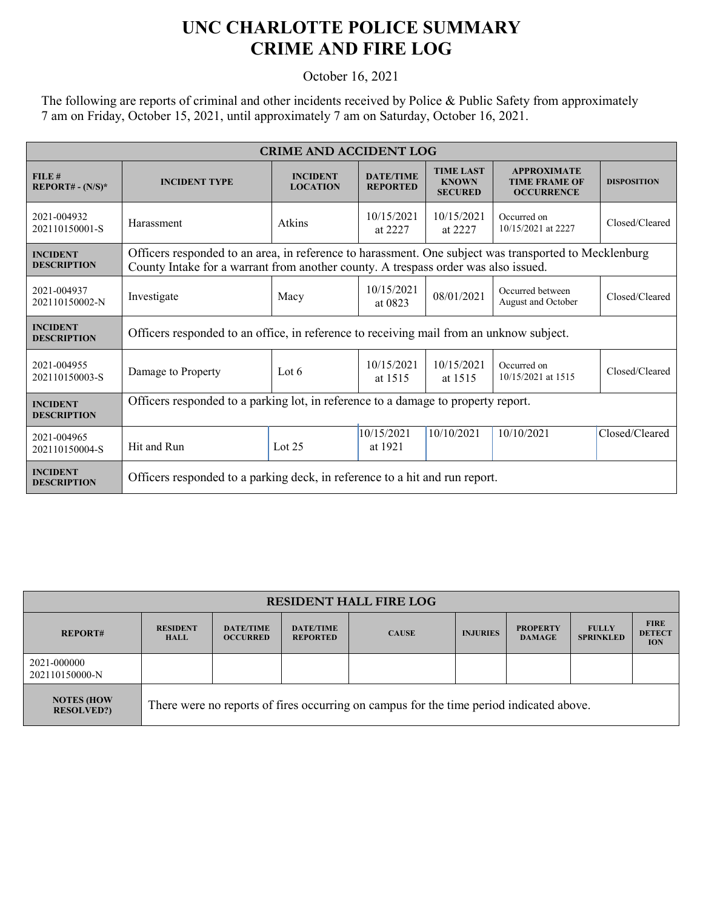# UNC CHARLOTTE POLICE SUMMARY
# CRIME AND FIRE LOG

October 16, 2021

The following are reports of criminal and other incidents received by Police & Public Safety from approximately 7 am on Friday, October 15, 2021, until approximately 7 am on Saturday, October 16, 2021.

| CRIME AND ACCIDENT LOG | | | | | | |
|---|---|---|---|---|---|---|
| **FILE # REPORT# - (N/S)*** | **INCIDENT TYPE** | **INCIDENT LOCATION** | **DATE/TIME REPORTED** | **TIME LAST KNOWN SECURED** | **APPROXIMATE TIME FRAME OF OCCURRENCE** | **DISPOSITION** |
| 2021-004932 202110150001-S | Harassment | Atkins | 10/15/2021 at 2227 | 10/15/2021 at 2227 | Occurred on 10/15/2021 at 2227 | Closed/Cleared |
| **INCIDENT DESCRIPTION** | Officers responded to an area, in reference to harassment. One subject was transported to Mecklenburg County Intake for a warrant from another county. A trespass order was also issued. | | | | | |
| 2021-004937 202110150002-N | Investigate | Macy | 10/15/2021 at 0823 | 08/01/2021 | Occurred between August and October | Closed/Cleared |
| **INCIDENT DESCRIPTION** | Officers responded to an office, in reference to receiving mail from an unknow subject. | | | | | |
| 2021-004955 202110150003-S | Damage to Property | Lot 6 | 10/15/2021 at 1515 | 10/15/2021 at 1515 | Occurred on 10/15/2021 at 1515 | Closed/Cleared |
| **INCIDENT DESCRIPTION** | Officers responded to a parking lot, in reference to a damage to property report. | | | | | |
| 2021-004965 202110150004-S | Hit and Run | Lot 25 | 10/15/2021 at 1921 | 10/10/2021 | 10/10/2021 | Closed/Cleared |
| **INCIDENT DESCRIPTION** | Officers responded to a parking deck, in reference to a hit and run report. | | | | | |

| RESIDENT HALL FIRE LOG | | | | | | | | |
|---|---|---|---|---|---|---|---|---|
| **REPORT#** | **RESIDENT HALL** | **DATE/TIME OCCURRED** | **DATE/TIME REPORTED** | **CAUSE** | **INJURIES** | **PROPERTY DAMAGE** | **FULLY SPRINKLED** | **FIRE DETECT ION** |
| 2021-000000 202110150000-N | | | | | | | | |
| **NOTES (HOW RESOLVED?)** | There were no reports of fires occurring on campus for the time period indicated above. | | | | | | | |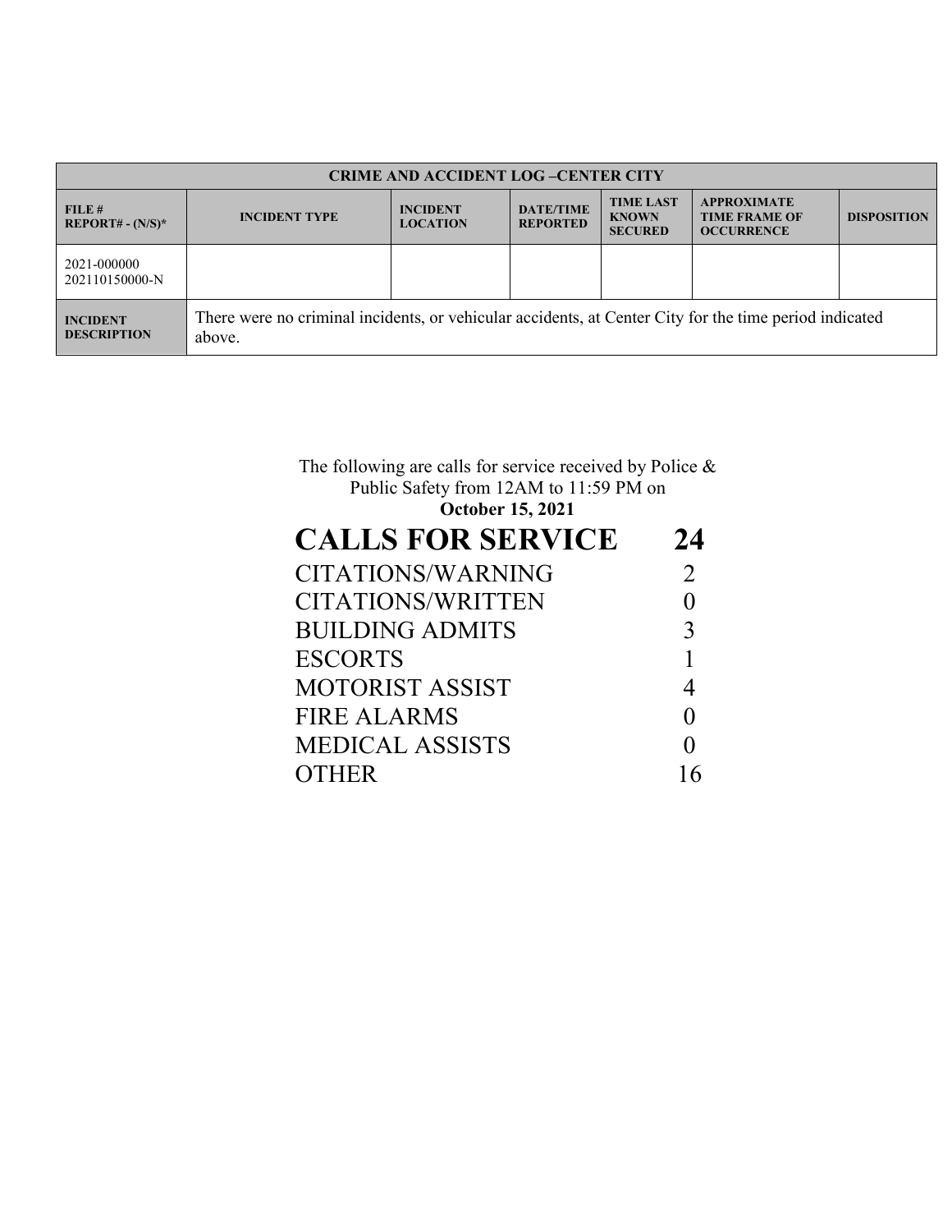| CRIME AND ACCIDENT LOG –CENTER CITY | | | | | | |
|---|---|---|---|---|---|---|
| FILE # REPORT# - (N/S)* | INCIDENT TYPE | INCIDENT LOCATION | DATE/TIME REPORTED | TIME LAST KNOWN SECURED | APPROXIMATE TIME FRAME OF OCCURRENCE | DISPOSITION |
| 2021-000000 202110150000-N | | | | | | |
| INCIDENT DESCRIPTION | There were no criminal incidents, or vehicular accidents, at Center City for the time period indicated above. | | | | | |

The following are calls for service received by Police & Public Safety from 12AM to 11:59 PM on
**October 15, 2021**

| | |
|---|---|
| **CALLS FOR SERVICE** | **24** |
| CITATIONS/WARNING | 2 |
| CITATIONS/WRITTEN | 0 |
| BUILDING ADMITS | 3 |
| ESCORTS | 1 |
| MOTORIST ASSIST | 4 |
| FIRE ALARMS | 0 |
| MEDICAL ASSISTS | 0 |
| OTHER | 16 |